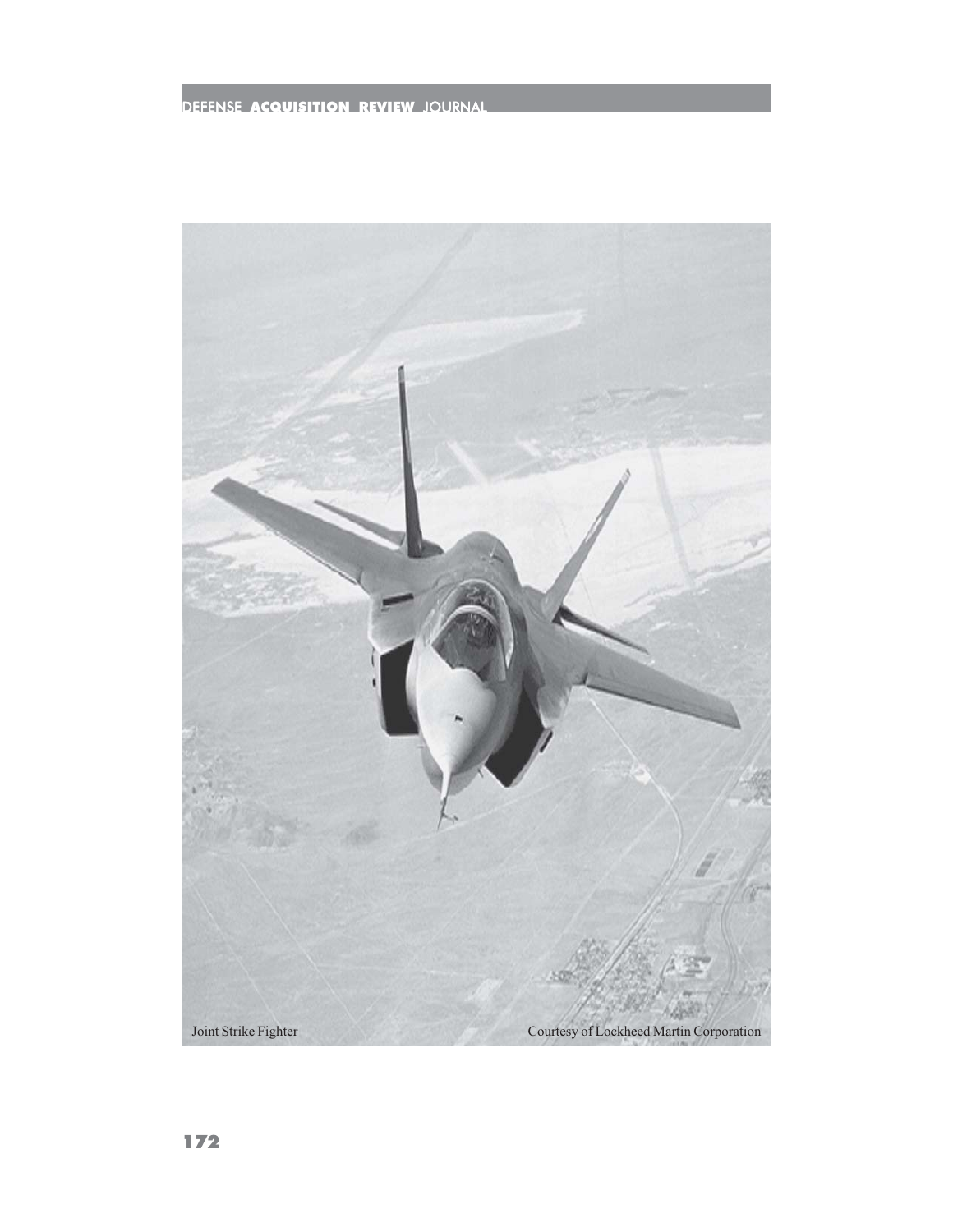Joint Strike Fighter

Courtesy of Lockheed Martin Corporation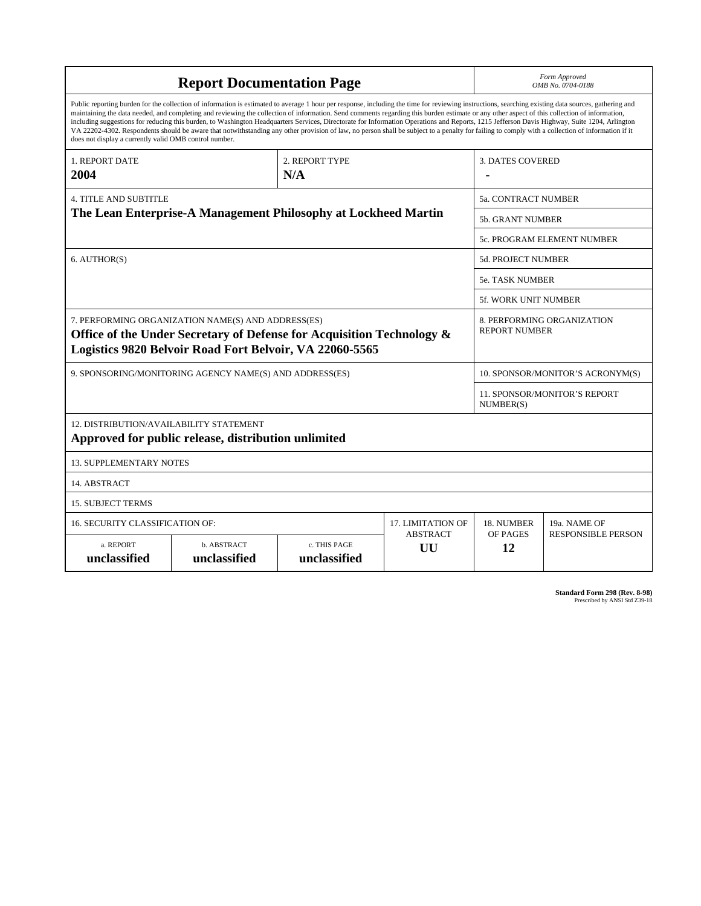# Report Documentation Page

*Form Approved*
*OMB No. 0704-0188*

Public reporting burden for the collection of information is estimated to average 1 hour per response, including the time for reviewing instructions, searching existing data sources, gathering and maintaining the data needed, and completing and reviewing the collection of information. Send comments regarding this burden estimate or any other aspect of this collection of information, including suggestions for reducing this burden, to Washington Headquarters Services, Directorate for Information Operations and Reports, 1215 Jefferson Davis Highway, Suite 1204, Arlington VA 22202-4302. Respondents should be aware that notwithstanding any other provision of law, no person shall be subject to a penalty for failing to comply with a collection of information if it does not display a currently valid OMB control number.

| 1. REPORT DATE | 2. REPORT TYPE | 3. DATES COVERED |
|---|---|---|
| **2004** | **N/A** | **-** |

| 4. TITLE AND SUBTITLE | |
|---|---|
| **The Lean Enterprise-A Management Philosophy at Lockheed Martin** | 5a. CONTRACT NUMBER |
| | 5b. GRANT NUMBER |
| | 5c. PROGRAM ELEMENT NUMBER |
| 6. AUTHOR(S) | 5d. PROJECT NUMBER |
| | 5e. TASK NUMBER |
| | 5f. WORK UNIT NUMBER |
| 7. PERFORMING ORGANIZATION NAME(S) AND ADDRESS(ES) **Office of the Under Secretary of Defense for Acquisition Technology & Logistics 9820 Belvoir Road Fort Belvoir, VA 22060-5565** | 8. PERFORMING ORGANIZATION REPORT NUMBER |
| 9. SPONSORING/MONITORING AGENCY NAME(S) AND ADDRESS(ES) | 10. SPONSOR/MONITOR'S ACRONYM(S) |
| | 11. SPONSOR/MONITOR'S REPORT NUMBER(S) |

12. DISTRIBUTION/AVAILABILITY STATEMENT
**Approved for public release, distribution unlimited**

13. SUPPLEMENTARY NOTES

14. ABSTRACT

15. SUBJECT TERMS

| 16. SECURITY CLASSIFICATION OF: | | | 17. LIMITATION OF ABSTRACT | 18. NUMBER OF PAGES | 19a. NAME OF RESPONSIBLE PERSON |
|---|---|---|---|---|---|
| a. REPORT | b. ABSTRACT | c. THIS PAGE | | | |
| **unclassified** | **unclassified** | **unclassified** | **UU** | **12** | |

**Standard Form 298 (Rev. 8-98)**
Prescribed by ANSI Std Z39-18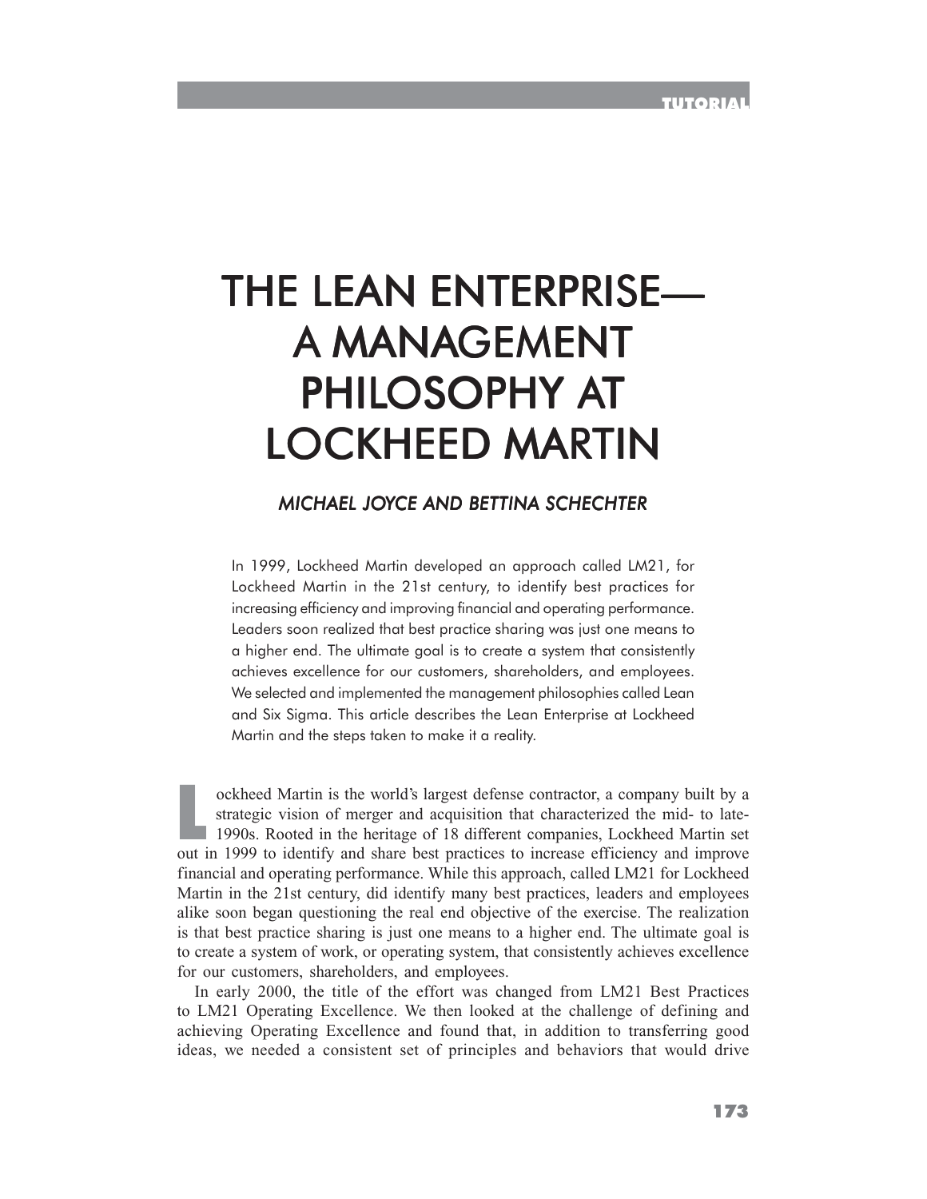# THE LEAN ENTERPRISE— A MANAGEMENT PHILOSOPHY AT LOCKHEED MARTIN

*MICHAEL JOYCE AND BETTINA SCHECHTER*

In 1999, Lockheed Martin developed an approach called LM21, for Lockheed Martin in the 21st century, to identify best practices for increasing efficiency and improving financial and operating performance. Leaders soon realized that best practice sharing was just one means to a higher end. The ultimate goal is to create a system that consistently achieves excellence for our customers, shareholders, and employees. We selected and implemented the management philosophies called Lean and Six Sigma. This article describes the Lean Enterprise at Lockheed Martin and the steps taken to make it a reality.

Lockheed Martin is the world's largest defense contractor, a company built by a strategic vision of merger and acquisition that characterized the mid- to late-1990s. Rooted in the heritage of 18 different companies, Lockheed Martin set out in 1999 to identify and share best practices to increase efficiency and improve financial and operating performance. While this approach, called LM21 for Lockheed Martin in the 21st century, did identify many best practices, leaders and employees alike soon began questioning the real end objective of the exercise. The realization is that best practice sharing is just one means to a higher end. The ultimate goal is to create a system of work, or operating system, that consistently achieves excellence for our customers, shareholders, and employees.

In early 2000, the title of the effort was changed from LM21 Best Practices to LM21 Operating Excellence. We then looked at the challenge of defining and achieving Operating Excellence and found that, in addition to transferring good ideas, we needed a consistent set of principles and behaviors that would drive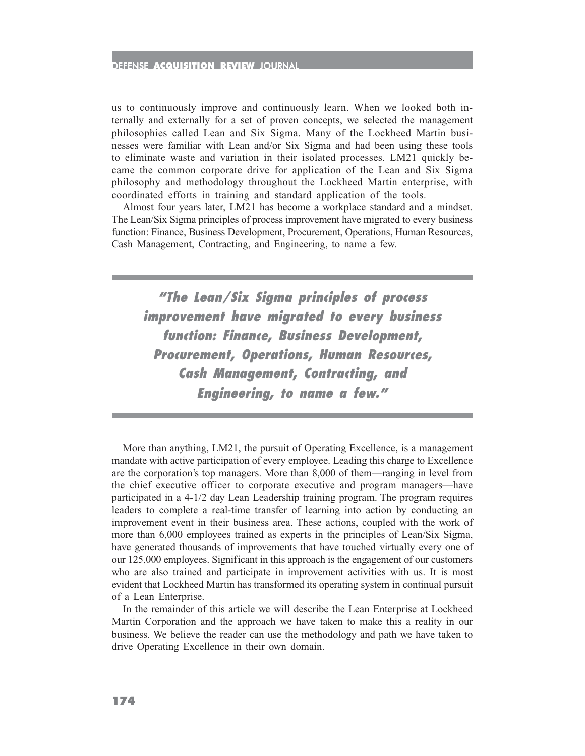us to continuously improve and continuously learn. When we looked both internally and externally for a set of proven concepts, we selected the management philosophies called Lean and Six Sigma. Many of the Lockheed Martin businesses were familiar with Lean and/or Six Sigma and had been using these tools to eliminate waste and variation in their isolated processes. LM21 quickly became the common corporate drive for application of the Lean and Six Sigma philosophy and methodology throughout the Lockheed Martin enterprise, with coordinated efforts in training and standard application of the tools.

Almost four years later, LM21 has become a workplace standard and a mindset. The Lean/Six Sigma principles of process improvement have migrated to every business function: Finance, Business Development, Procurement, Operations, Human Resources, Cash Management, Contracting, and Engineering, to name a few.

> ***"The Lean/Six Sigma principles of process improvement have migrated to every business function: Finance, Business Development, Procurement, Operations, Human Resources, Cash Management, Contracting, and Engineering, to name a few."***

More than anything, LM21, the pursuit of Operating Excellence, is a management mandate with active participation of every employee. Leading this charge to Excellence are the corporation's top managers. More than 8,000 of them—ranging in level from the chief executive officer to corporate executive and program managers—have participated in a 4-1/2 day Lean Leadership training program. The program requires leaders to complete a real-time transfer of learning into action by conducting an improvement event in their business area. These actions, coupled with the work of more than 6,000 employees trained as experts in the principles of Lean/Six Sigma, have generated thousands of improvements that have touched virtually every one of our 125,000 employees. Significant in this approach is the engagement of our customers who are also trained and participate in improvement activities with us. It is most evident that Lockheed Martin has transformed its operating system in continual pursuit of a Lean Enterprise.

In the remainder of this article we will describe the Lean Enterprise at Lockheed Martin Corporation and the approach we have taken to make this a reality in our business. We believe the reader can use the methodology and path we have taken to drive Operating Excellence in their own domain.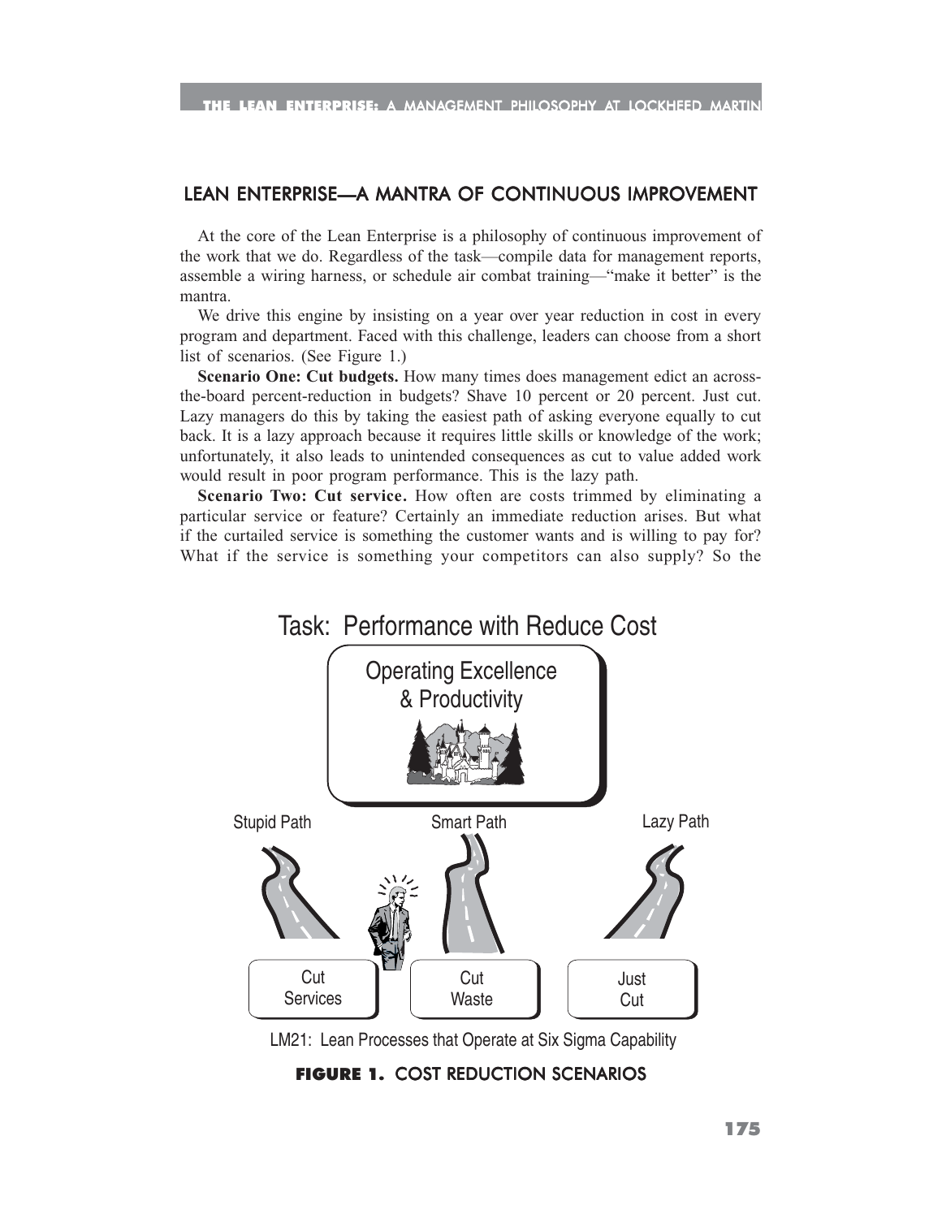## LEAN ENTERPRISE—A MANTRA OF CONTINUOUS IMPROVEMENT

At the core of the Lean Enterprise is a philosophy of continuous improvement of the work that we do. Regardless of the task—compile data for management reports, assemble a wiring harness, or schedule air combat training—"make it better" is the mantra.

We drive this engine by insisting on a year over year reduction in cost in every program and department. Faced with this challenge, leaders can choose from a short list of scenarios. (See Figure 1.)

**Scenario One: Cut budgets.** How many times does management edict an across-the-board percent-reduction in budgets? Shave 10 percent or 20 percent. Just cut. Lazy managers do this by taking the easiest path of asking everyone equally to cut back. It is a lazy approach because it requires little skills or knowledge of the work; unfortunately, it also leads to unintended consequences as cut to value added work would result in poor program performance. This is the lazy path.

**Scenario Two: Cut service.** How often are costs trimmed by eliminating a particular service or feature? Certainly an immediate reduction arises. But what if the curtailed service is something the customer wants and is willing to pay for? What if the service is something your competitors can also supply? So the

Task: Performance with Reduce Cost

Operating Excellence & Productivity

Stupid Path | Smart Path | Lazy Path

Cut Services | Cut Waste | Just Cut

LM21: Lean Processes that Operate at Six Sigma Capability

**FIGURE 1.** COST REDUCTION SCENARIOS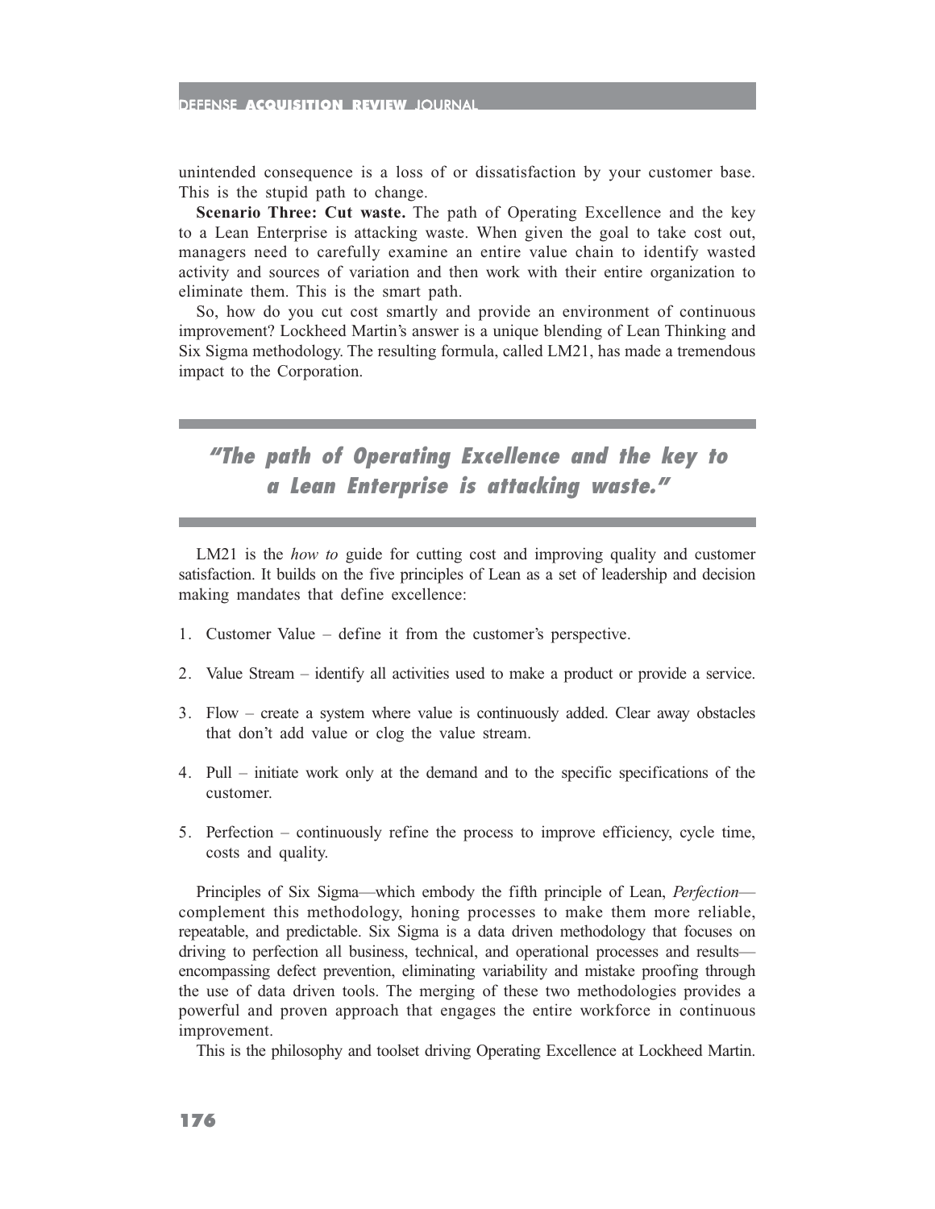unintended consequence is a loss of or dissatisfaction by your customer base. This is the stupid path to change.

**Scenario Three: Cut waste.** The path of Operating Excellence and the key to a Lean Enterprise is attacking waste. When given the goal to take cost out, managers need to carefully examine an entire value chain to identify wasted activity and sources of variation and then work with their entire organization to eliminate them. This is the smart path.

So, how do you cut cost smartly and provide an environment of continuous improvement? Lockheed Martin's answer is a unique blending of Lean Thinking and Six Sigma methodology. The resulting formula, called LM21, has made a tremendous impact to the Corporation.

> ***"The path of Operating Excellence and the key to a Lean Enterprise is attacking waste."***

LM21 is the *how to* guide for cutting cost and improving quality and customer satisfaction. It builds on the five principles of Lean as a set of leadership and decision making mandates that define excellence:

1. Customer Value – define it from the customer's perspective.
2. Value Stream – identify all activities used to make a product or provide a service.
3. Flow – create a system where value is continuously added. Clear away obstacles that don't add value or clog the value stream.
4. Pull – initiate work only at the demand and to the specific specifications of the customer.
5. Perfection – continuously refine the process to improve efficiency, cycle time, costs and quality.

Principles of Six Sigma—which embody the fifth principle of Lean, *Perfection*—complement this methodology, honing processes to make them more reliable, repeatable, and predictable. Six Sigma is a data driven methodology that focuses on driving to perfection all business, technical, and operational processes and results—encompassing defect prevention, eliminating variability and mistake proofing through the use of data driven tools. The merging of these two methodologies provides a powerful and proven approach that engages the entire workforce in continuous improvement.

This is the philosophy and toolset driving Operating Excellence at Lockheed Martin.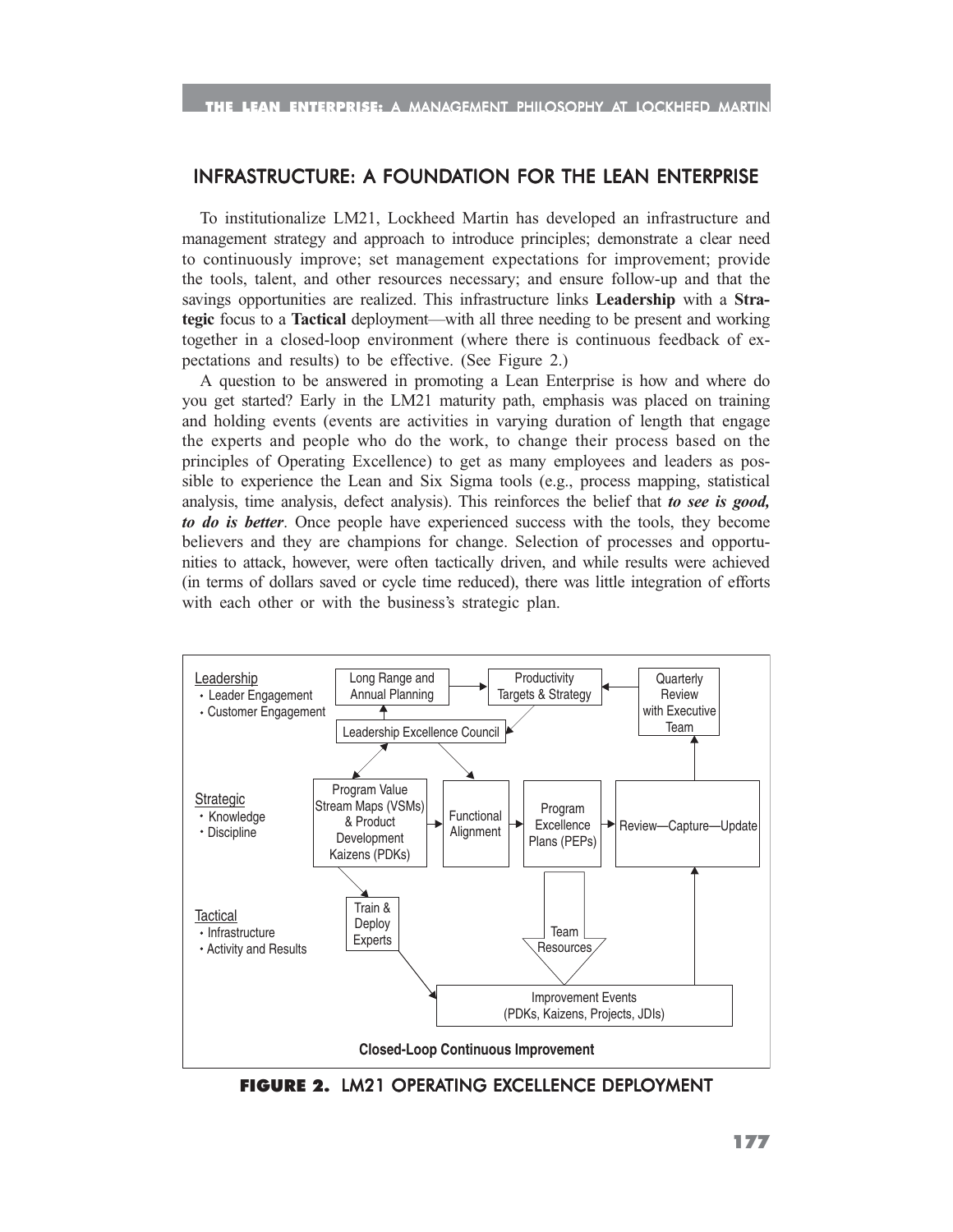## INFRASTRUCTURE: A FOUNDATION FOR THE LEAN ENTERPRISE

To institutionalize LM21, Lockheed Martin has developed an infrastructure and management strategy and approach to introduce principles; demonstrate a clear need to continuously improve; set management expectations for improvement; provide the tools, talent, and other resources necessary; and ensure follow-up and that the savings opportunities are realized. This infrastructure links **Leadership** with a **Strategic** focus to a **Tactical** deployment—with all three needing to be present and working together in a closed-loop environment (where there is continuous feedback of expectations and results) to be effective. (See Figure 2.)

A question to be answered in promoting a Lean Enterprise is how and where do you get started? Early in the LM21 maturity path, emphasis was placed on training and holding events (events are activities in varying duration of length that engage the experts and people who do the work, to change their process based on the principles of Operating Excellence) to get as many employees and leaders as possible to experience the Lean and Six Sigma tools (e.g., process mapping, statistical analysis, time analysis, defect analysis). This reinforces the belief that ***to see is good, to do is better***. Once people have experienced success with the tools, they become believers and they are champions for change. Selection of processes and opportunities to attack, however, were often tactically driven, and while results were achieved (in terms of dollars saved or cycle time reduced), there was little integration of efforts with each other or with the business's strategic plan.

**FIGURE 2.** LM21 OPERATING EXCELLENCE DEPLOYMENT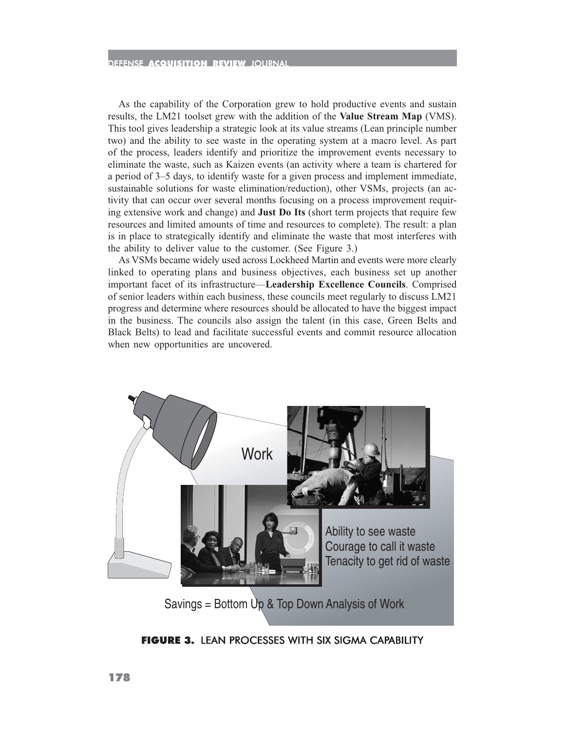As the capability of the Corporation grew to hold productive events and sustain results, the LM21 toolset grew with the addition of the **Value Stream Map** (VMS). This tool gives leadership a strategic look at its value streams (Lean principle number two) and the ability to see waste in the operating system at a macro level. As part of the process, leaders identify and prioritize the improvement events necessary to eliminate the waste, such as Kaizen events (an activity where a team is chartered for a period of 3–5 days, to identify waste for a given process and implement immediate, sustainable solutions for waste elimination/reduction), other VSMs, projects (an activity that can occur over several months focusing on a process improvement requiring extensive work and change) and **Just Do Its** (short term projects that require few resources and limited amounts of time and resources to complete). The result: a plan is in place to strategically identify and eliminate the waste that most interferes with the ability to deliver value to the customer. (See Figure 3.)

As VSMs became widely used across Lockheed Martin and events were more clearly linked to operating plans and business objectives, each business set up another important facet of its infrastructure—**Leadership Excellence Councils**. Comprised of senior leaders within each business, these councils meet regularly to discuss LM21 progress and determine where resources should be allocated to have the biggest impact in the business. The councils also assign the talent (in this case, Green Belts and Black Belts) to lead and facilitate successful events and commit resource allocation when new opportunities are uncovered.

Work

Ability to see waste
Courage to call it waste
Tenacity to get rid of waste

Savings = Bottom Up & Top Down Analysis of Work

**FIGURE 3.** LEAN PROCESSES WITH SIX SIGMA CAPABILITY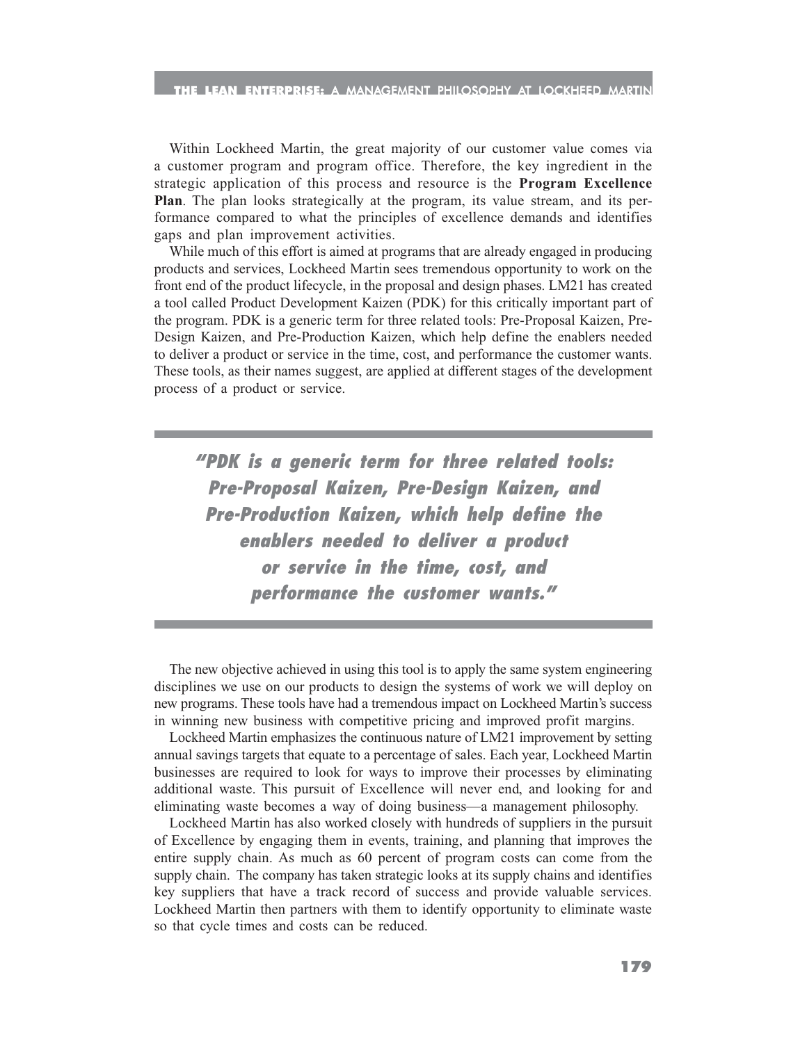Within Lockheed Martin, the great majority of our customer value comes via a customer program and program office. Therefore, the key ingredient in the strategic application of this process and resource is the **Program Excellence Plan**. The plan looks strategically at the program, its value stream, and its performance compared to what the principles of excellence demands and identifies gaps and plan improvement activities.

While much of this effort is aimed at programs that are already engaged in producing products and services, Lockheed Martin sees tremendous opportunity to work on the front end of the product lifecycle, in the proposal and design phases. LM21 has created a tool called Product Development Kaizen (PDK) for this critically important part of the program. PDK is a generic term for three related tools: Pre-Proposal Kaizen, Pre-Design Kaizen, and Pre-Production Kaizen, which help define the enablers needed to deliver a product or service in the time, cost, and performance the customer wants. These tools, as their names suggest, are applied at different stages of the development process of a product or service.

> ***"PDK is a generic term for three related tools: Pre-Proposal Kaizen, Pre-Design Kaizen, and Pre-Production Kaizen, which help define the enablers needed to deliver a product or service in the time, cost, and performance the customer wants."***

The new objective achieved in using this tool is to apply the same system engineering disciplines we use on our products to design the systems of work we will deploy on new programs. These tools have had a tremendous impact on Lockheed Martin's success in winning new business with competitive pricing and improved profit margins.

Lockheed Martin emphasizes the continuous nature of LM21 improvement by setting annual savings targets that equate to a percentage of sales. Each year, Lockheed Martin businesses are required to look for ways to improve their processes by eliminating additional waste. This pursuit of Excellence will never end, and looking for and eliminating waste becomes a way of doing business—a management philosophy.

Lockheed Martin has also worked closely with hundreds of suppliers in the pursuit of Excellence by engaging them in events, training, and planning that improves the entire supply chain. As much as 60 percent of program costs can come from the supply chain. The company has taken strategic looks at its supply chains and identifies key suppliers that have a track record of success and provide valuable services. Lockheed Martin then partners with them to identify opportunity to eliminate waste so that cycle times and costs can be reduced.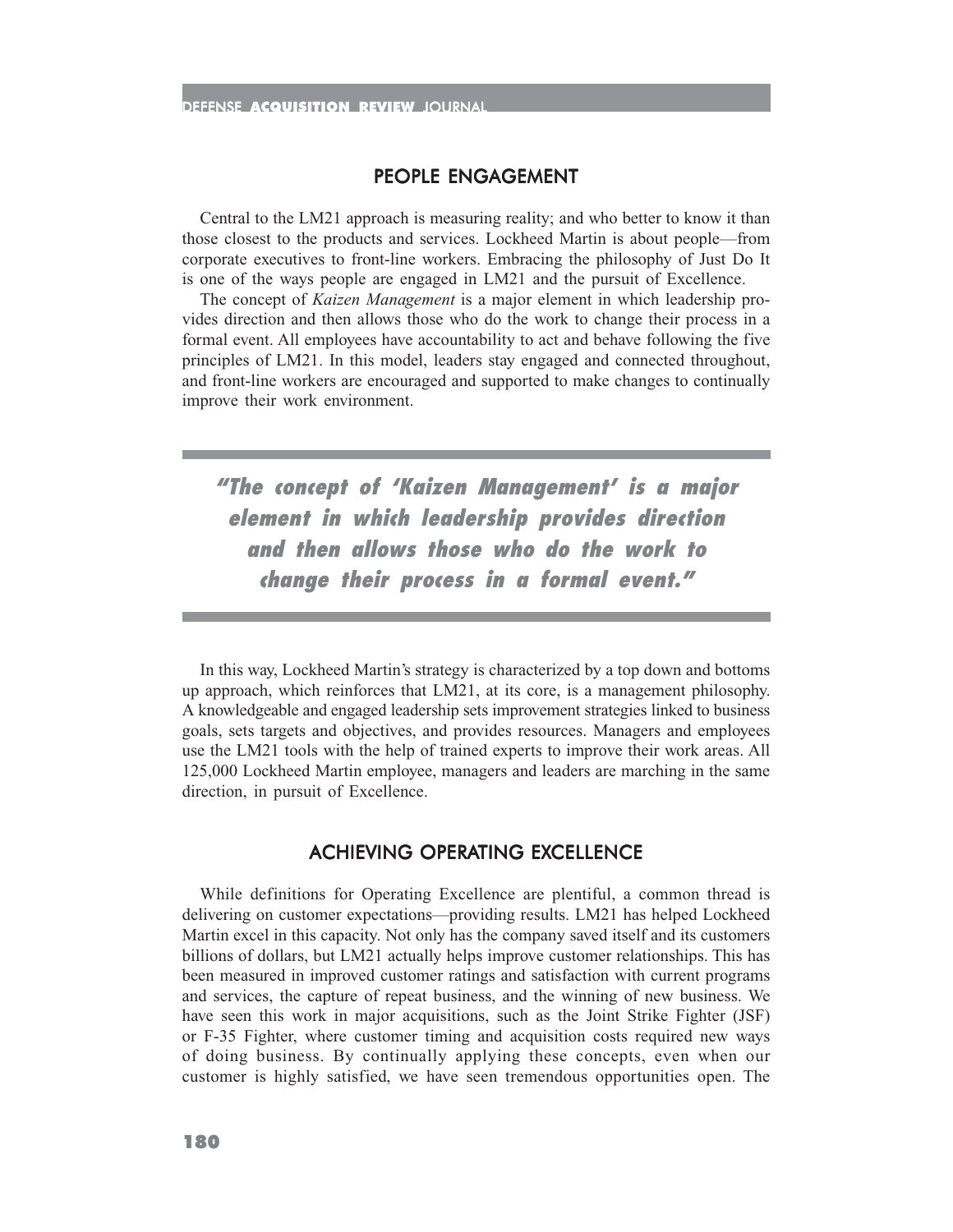## PEOPLE ENGAGEMENT

Central to the LM21 approach is measuring reality; and who better to know it than those closest to the products and services. Lockheed Martin is about people—from corporate executives to front-line workers. Embracing the philosophy of Just Do It is one of the ways people are engaged in LM21 and the pursuit of Excellence.

The concept of *Kaizen Management* is a major element in which leadership provides direction and then allows those who do the work to change their process in a formal event. All employees have accountability to act and behave following the five principles of LM21. In this model, leaders stay engaged and connected throughout, and front-line workers are encouraged and supported to make changes to continually improve their work environment.

> ***"The concept of 'Kaizen Management' is a major element in which leadership provides direction and then allows those who do the work to change their process in a formal event."***

In this way, Lockheed Martin's strategy is characterized by a top down and bottoms up approach, which reinforces that LM21, at its core, is a management philosophy. A knowledgeable and engaged leadership sets improvement strategies linked to business goals, sets targets and objectives, and provides resources. Managers and employees use the LM21 tools with the help of trained experts to improve their work areas. All 125,000 Lockheed Martin employee, managers and leaders are marching in the same direction, in pursuit of Excellence.

## ACHIEVING OPERATING EXCELLENCE

While definitions for Operating Excellence are plentiful, a common thread is delivering on customer expectations—providing results. LM21 has helped Lockheed Martin excel in this capacity. Not only has the company saved itself and its customers billions of dollars, but LM21 actually helps improve customer relationships. This has been measured in improved customer ratings and satisfaction with current programs and services, the capture of repeat business, and the winning of new business. We have seen this work in major acquisitions, such as the Joint Strike Fighter (JSF) or F-35 Fighter, where customer timing and acquisition costs required new ways of doing business. By continually applying these concepts, even when our customer is highly satisfied, we have seen tremendous opportunities open. The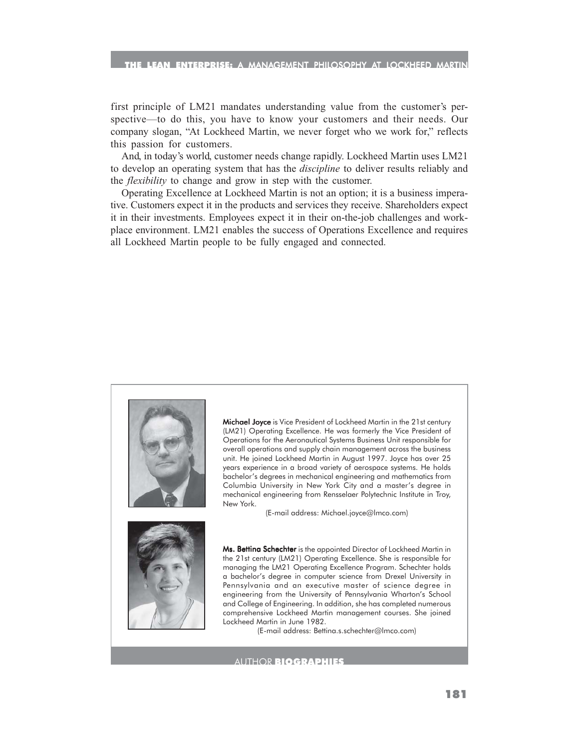first principle of LM21 mandates understanding value from the customer's perspective—to do this, you have to know your customers and their needs. Our company slogan, "At Lockheed Martin, we never forget who we work for," reflects this passion for customers.

And, in today's world, customer needs change rapidly. Lockheed Martin uses LM21 to develop an operating system that has the *discipline* to deliver results reliably and the *flexibility* to change and grow in step with the customer.

Operating Excellence at Lockheed Martin is not an option; it is a business imperative. Customers expect it in the products and services they receive. Shareholders expect it in their investments. Employees expect it in their on-the-job challenges and workplace environment. LM21 enables the success of Operations Excellence and requires all Lockheed Martin people to be fully engaged and connected.

## AUTHOR **BIOGRAPHIES**

**Michael Joyce** is Vice President of Lockheed Martin in the 21st century (LM21) Operating Excellence. He was formerly the Vice President of Operations for the Aeronautical Systems Business Unit responsible for overall operations and supply chain management across the business unit. He joined Lockheed Martin in August 1997. Joyce has over 25 years experience in a broad variety of aerospace systems. He holds bachelor's degrees in mechanical engineering and mathematics from Columbia University in New York City and a master's degree in mechanical engineering from Rensselaer Polytechnic Institute in Troy, New York.

(E-mail address: Michael.joyce@lmco.com)

**Ms. Bettina Schechter** is the appointed Director of Lockheed Martin in the 21st century (LM21) Operating Excellence. She is responsible for managing the LM21 Operating Excellence Program. Schechter holds a bachelor's degree in computer science from Drexel University in Pennsylvania and an executive master of science degree in engineering from the University of Pennsylvania Wharton's School and College of Engineering. In addition, she has completed numerous comprehensive Lockheed Martin management courses. She joined Lockheed Martin in June 1982.

(E-mail address: Bettina.s.schechter@lmco.com)